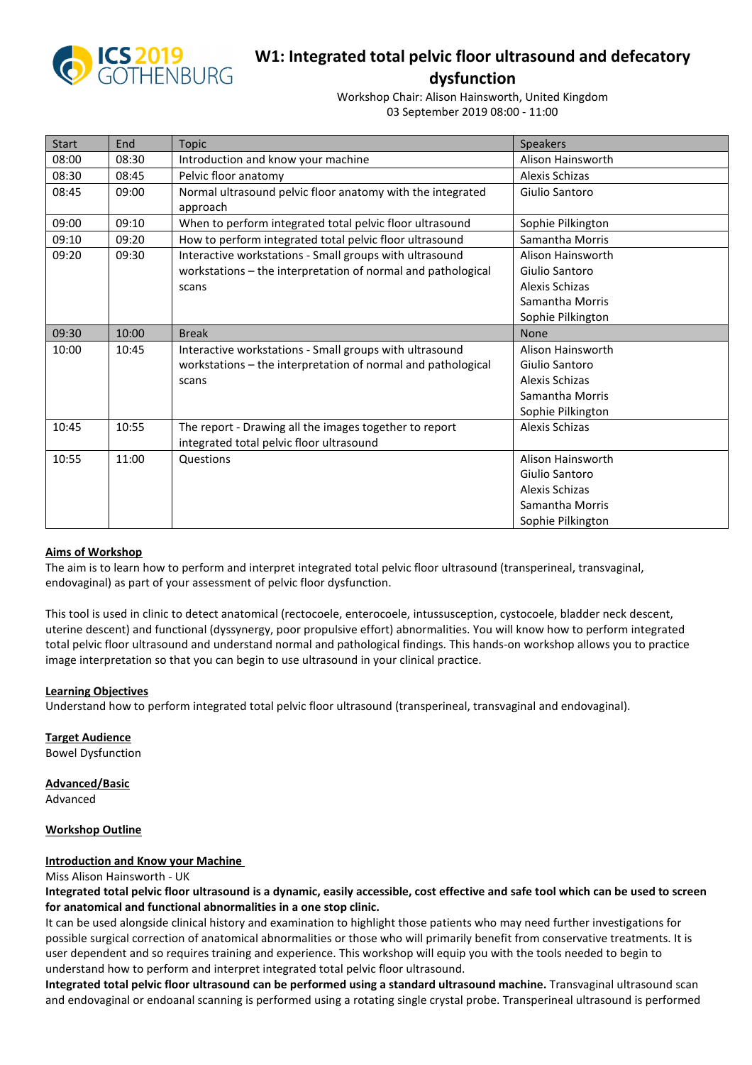# W1: Integrated total pelvic floor ultrasound and defecatory dysfunction

Workshop Chair: Alison Hainsworth, United Kingdom
03 September 2019 08:00 - 11:00

| Start | End | Topic | Speakers |
|---|---|---|---|
| 08:00 | 08:30 | Introduction and know your machine | Alison Hainsworth |
| 08:30 | 08:45 | Pelvic floor anatomy | Alexis Schizas |
| 08:45 | 09:00 | Normal ultrasound pelvic floor anatomy with the integrated approach | Giulio Santoro |
| 09:00 | 09:10 | When to perform integrated total pelvic floor ultrasound | Sophie Pilkington |
| 09:10 | 09:20 | How to perform integrated total pelvic floor ultrasound | Samantha Morris |
| 09:20 | 09:30 | Interactive workstations - Small groups with ultrasound workstations – the interpretation of normal and pathological scans | Alison Hainsworth<br>Giulio Santoro<br>Alexis Schizas<br>Samantha Morris<br>Sophie Pilkington |
| 09:30 | 10:00 | Break | None |
| 10:00 | 10:45 | Interactive workstations - Small groups with ultrasound workstations – the interpretation of normal and pathological scans | Alison Hainsworth<br>Giulio Santoro<br>Alexis Schizas<br>Samantha Morris<br>Sophie Pilkington |
| 10:45 | 10:55 | The report - Drawing all the images together to report integrated total pelvic floor ultrasound | Alexis Schizas |
| 10:55 | 11:00 | Questions | Alison Hainsworth<br>Giulio Santoro<br>Alexis Schizas<br>Samantha Morris<br>Sophie Pilkington |

## Aims of Workshop

The aim is to learn how to perform and interpret integrated total pelvic floor ultrasound (transperineal, transvaginal, endovaginal) as part of your assessment of pelvic floor dysfunction.

This tool is used in clinic to detect anatomical (rectocoele, enterocoele, intussusception, cystocoele, bladder neck descent, uterine descent) and functional (dyssynergy, poor propulsive effort) abnormalities. You will know how to perform integrated total pelvic floor ultrasound and understand normal and pathological findings. This hands-on workshop allows you to practice image interpretation so that you can begin to use ultrasound in your clinical practice.

## Learning Objectives

Understand how to perform integrated total pelvic floor ultrasound (transperineal, transvaginal and endovaginal).

## Target Audience

Bowel Dysfunction

## Advanced/Basic

Advanced

## Workshop Outline

### Introduction and Know your Machine

Miss Alison Hainsworth - UK

**Integrated total pelvic floor ultrasound is a dynamic, easily accessible, cost effective and safe tool which can be used to screen for anatomical and functional abnormalities in a one stop clinic.**

It can be used alongside clinical history and examination to highlight those patients who may need further investigations for possible surgical correction of anatomical abnormalities or those who will primarily benefit from conservative treatments. It is user dependent and so requires training and experience. This workshop will equip you with the tools needed to begin to understand how to perform and interpret integrated total pelvic floor ultrasound.

**Integrated total pelvic floor ultrasound can be performed using a standard ultrasound machine.** Transvaginal ultrasound scan and endovaginal or endoanal scanning is performed using a rotating single crystal probe. Transperineal ultrasound is performed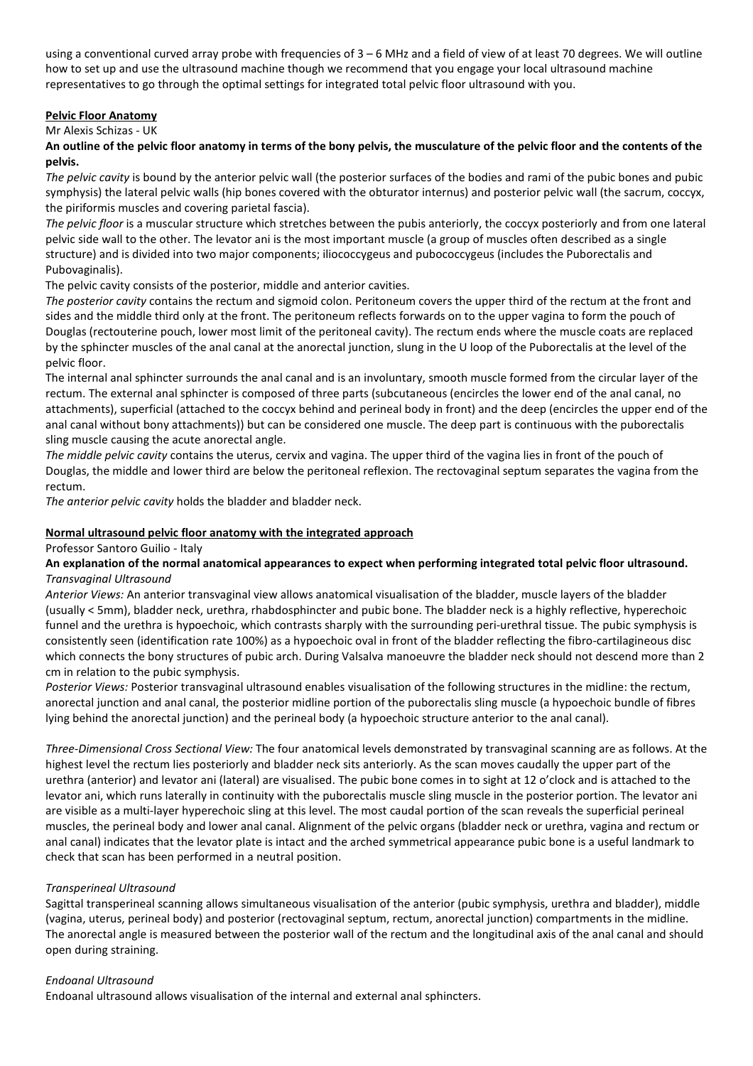using a conventional curved array probe with frequencies of 3 – 6 MHz and a field of view of at least 70 degrees. We will outline how to set up and use the ultrasound machine though we recommend that you engage your local ultrasound machine representatives to go through the optimal settings for integrated total pelvic floor ultrasound with you.

## Pelvic Floor Anatomy

Mr Alexis Schizas - UK

**An outline of the pelvic floor anatomy in terms of the bony pelvis, the musculature of the pelvic floor and the contents of the pelvis.**

*The pelvic cavity* is bound by the anterior pelvic wall (the posterior surfaces of the bodies and rami of the pubic bones and pubic symphysis) the lateral pelvic walls (hip bones covered with the obturator internus) and posterior pelvic wall (the sacrum, coccyx, the piriformis muscles and covering parietal fascia).

*The pelvic floor* is a muscular structure which stretches between the pubis anteriorly, the coccyx posteriorly and from one lateral pelvic side wall to the other. The levator ani is the most important muscle (a group of muscles often described as a single structure) and is divided into two major components; iliococcygeus and pubococcygeus (includes the Puborectalis and Pubovaginalis).

The pelvic cavity consists of the posterior, middle and anterior cavities.

*The posterior cavity* contains the rectum and sigmoid colon. Peritoneum covers the upper third of the rectum at the front and sides and the middle third only at the front. The peritoneum reflects forwards on to the upper vagina to form the pouch of Douglas (rectouterine pouch, lower most limit of the peritoneal cavity). The rectum ends where the muscle coats are replaced by the sphincter muscles of the anal canal at the anorectal junction, slung in the U loop of the Puborectalis at the level of the pelvic floor.

The internal anal sphincter surrounds the anal canal and is an involuntary, smooth muscle formed from the circular layer of the rectum. The external anal sphincter is composed of three parts (subcutaneous (encircles the lower end of the anal canal, no attachments), superficial (attached to the coccyx behind and perineal body in front) and the deep (encircles the upper end of the anal canal without bony attachments)) but can be considered one muscle. The deep part is continuous with the puborectalis sling muscle causing the acute anorectal angle.

*The middle pelvic cavity* contains the uterus, cervix and vagina. The upper third of the vagina lies in front of the pouch of Douglas, the middle and lower third are below the peritoneal reflexion. The rectovaginal septum separates the vagina from the rectum.

*The anterior pelvic cavity* holds the bladder and bladder neck.

## Normal ultrasound pelvic floor anatomy with the integrated approach

Professor Santoro Guilio - Italy

**An explanation of the normal anatomical appearances to expect when performing integrated total pelvic floor ultrasound.**

### *Transvaginal Ultrasound*

*Anterior Views:* An anterior transvaginal view allows anatomical visualisation of the bladder, muscle layers of the bladder (usually < 5mm), bladder neck, urethra, rhabdosphincter and pubic bone. The bladder neck is a highly reflective, hyperechoic funnel and the urethra is hypoechoic, which contrasts sharply with the surrounding peri-urethral tissue. The pubic symphysis is consistently seen (identification rate 100%) as a hypoechoic oval in front of the bladder reflecting the fibro-cartilagineous disc which connects the bony structures of pubic arch. During Valsalva manoeuvre the bladder neck should not descend more than 2 cm in relation to the pubic symphysis.

*Posterior Views:* Posterior transvaginal ultrasound enables visualisation of the following structures in the midline: the rectum, anorectal junction and anal canal, the posterior midline portion of the puborectalis sling muscle (a hypoechoic bundle of fibres lying behind the anorectal junction) and the perineal body (a hypoechoic structure anterior to the anal canal).

*Three-Dimensional Cross Sectional View:* The four anatomical levels demonstrated by transvaginal scanning are as follows. At the highest level the rectum lies posteriorly and bladder neck sits anteriorly. As the scan moves caudally the upper part of the urethra (anterior) and levator ani (lateral) are visualised. The pubic bone comes in to sight at 12 o'clock and is attached to the levator ani, which runs laterally in continuity with the puborectalis muscle sling muscle in the posterior portion. The levator ani are visible as a multi-layer hyperechoic sling at this level. The most caudal portion of the scan reveals the superficial perineal muscles, the perineal body and lower anal canal. Alignment of the pelvic organs (bladder neck or urethra, vagina and rectum or anal canal) indicates that the levator plate is intact and the arched symmetrical appearance pubic bone is a useful landmark to check that scan has been performed in a neutral position.

### *Transperineal Ultrasound*

Sagittal transperineal scanning allows simultaneous visualisation of the anterior (pubic symphysis, urethra and bladder), middle (vagina, uterus, perineal body) and posterior (rectovaginal septum, rectum, anorectal junction) compartments in the midline. The anorectal angle is measured between the posterior wall of the rectum and the longitudinal axis of the anal canal and should open during straining.

### *Endoanal Ultrasound*

Endoanal ultrasound allows visualisation of the internal and external anal sphincters.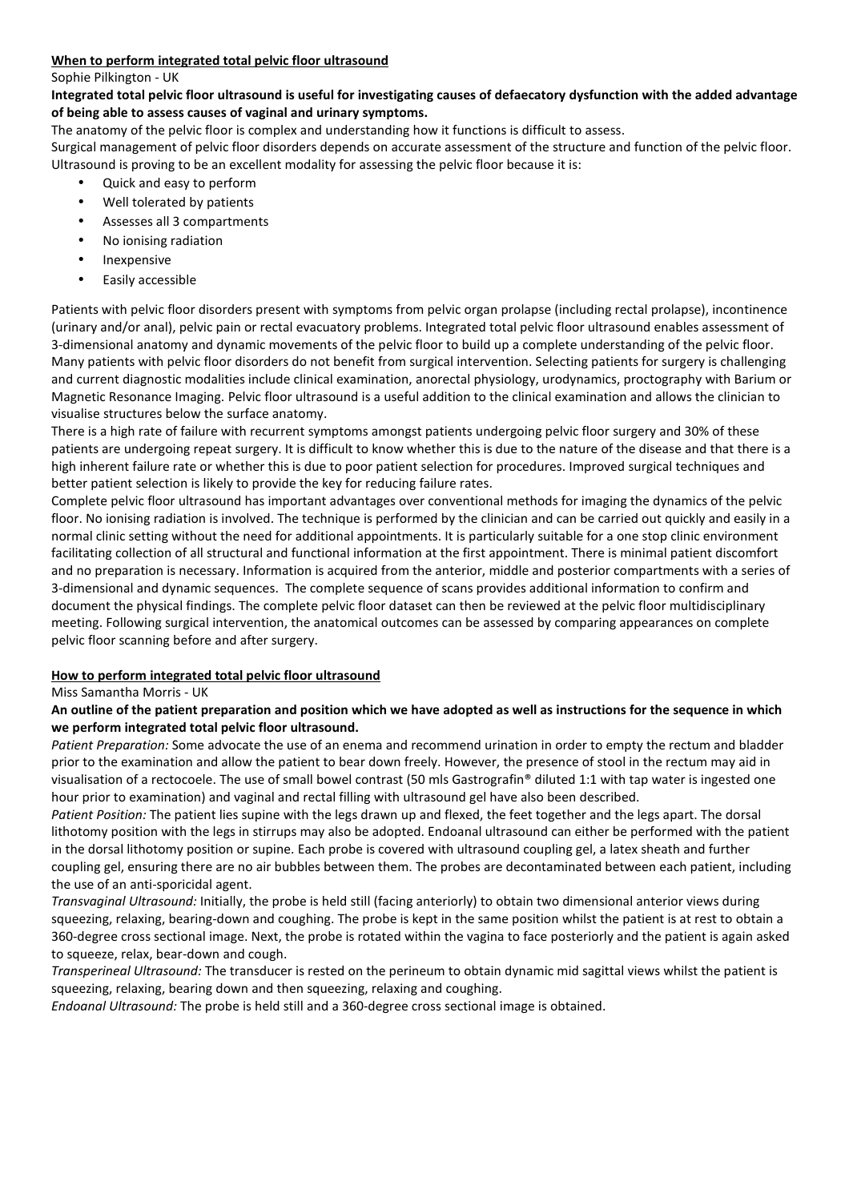## When to perform integrated total pelvic floor ultrasound

Sophie Pilkington - UK

**Integrated total pelvic floor ultrasound is useful for investigating causes of defaecatory dysfunction with the added advantage of being able to assess causes of vaginal and urinary symptoms.**

The anatomy of the pelvic floor is complex and understanding how it functions is difficult to assess.

Surgical management of pelvic floor disorders depends on accurate assessment of the structure and function of the pelvic floor. Ultrasound is proving to be an excellent modality for assessing the pelvic floor because it is:

- Quick and easy to perform
- Well tolerated by patients
- Assesses all 3 compartments
- No ionising radiation
- Inexpensive
- Easily accessible

Patients with pelvic floor disorders present with symptoms from pelvic organ prolapse (including rectal prolapse), incontinence (urinary and/or anal), pelvic pain or rectal evacuatory problems. Integrated total pelvic floor ultrasound enables assessment of 3-dimensional anatomy and dynamic movements of the pelvic floor to build up a complete understanding of the pelvic floor. Many patients with pelvic floor disorders do not benefit from surgical intervention. Selecting patients for surgery is challenging and current diagnostic modalities include clinical examination, anorectal physiology, urodynamics, proctography with Barium or Magnetic Resonance Imaging. Pelvic floor ultrasound is a useful addition to the clinical examination and allows the clinician to visualise structures below the surface anatomy.

There is a high rate of failure with recurrent symptoms amongst patients undergoing pelvic floor surgery and 30% of these patients are undergoing repeat surgery. It is difficult to know whether this is due to the nature of the disease and that there is a high inherent failure rate or whether this is due to poor patient selection for procedures. Improved surgical techniques and better patient selection is likely to provide the key for reducing failure rates.

Complete pelvic floor ultrasound has important advantages over conventional methods for imaging the dynamics of the pelvic floor. No ionising radiation is involved. The technique is performed by the clinician and can be carried out quickly and easily in a normal clinic setting without the need for additional appointments. It is particularly suitable for a one stop clinic environment facilitating collection of all structural and functional information at the first appointment. There is minimal patient discomfort and no preparation is necessary. Information is acquired from the anterior, middle and posterior compartments with a series of 3-dimensional and dynamic sequences. The complete sequence of scans provides additional information to confirm and document the physical findings. The complete pelvic floor dataset can then be reviewed at the pelvic floor multidisciplinary meeting. Following surgical intervention, the anatomical outcomes can be assessed by comparing appearances on complete pelvic floor scanning before and after surgery.

## How to perform integrated total pelvic floor ultrasound

Miss Samantha Morris - UK

**An outline of the patient preparation and position which we have adopted as well as instructions for the sequence in which we perform integrated total pelvic floor ultrasound.**

*Patient Preparation:* Some advocate the use of an enema and recommend urination in order to empty the rectum and bladder prior to the examination and allow the patient to bear down freely. However, the presence of stool in the rectum may aid in visualisation of a rectocoele. The use of small bowel contrast (50 mls Gastrografin® diluted 1:1 with tap water is ingested one hour prior to examination) and vaginal and rectal filling with ultrasound gel have also been described.

*Patient Position:* The patient lies supine with the legs drawn up and flexed, the feet together and the legs apart. The dorsal lithotomy position with the legs in stirrups may also be adopted. Endoanal ultrasound can either be performed with the patient in the dorsal lithotomy position or supine. Each probe is covered with ultrasound coupling gel, a latex sheath and further coupling gel, ensuring there are no air bubbles between them. The probes are decontaminated between each patient, including the use of an anti-sporicidal agent.

*Transvaginal Ultrasound:* Initially, the probe is held still (facing anteriorly) to obtain two dimensional anterior views during squeezing, relaxing, bearing-down and coughing. The probe is kept in the same position whilst the patient is at rest to obtain a 360-degree cross sectional image. Next, the probe is rotated within the vagina to face posteriorly and the patient is again asked to squeeze, relax, bear-down and cough.

*Transperineal Ultrasound:* The transducer is rested on the perineum to obtain dynamic mid sagittal views whilst the patient is squeezing, relaxing, bearing down and then squeezing, relaxing and coughing.

*Endoanal Ultrasound:* The probe is held still and a 360-degree cross sectional image is obtained.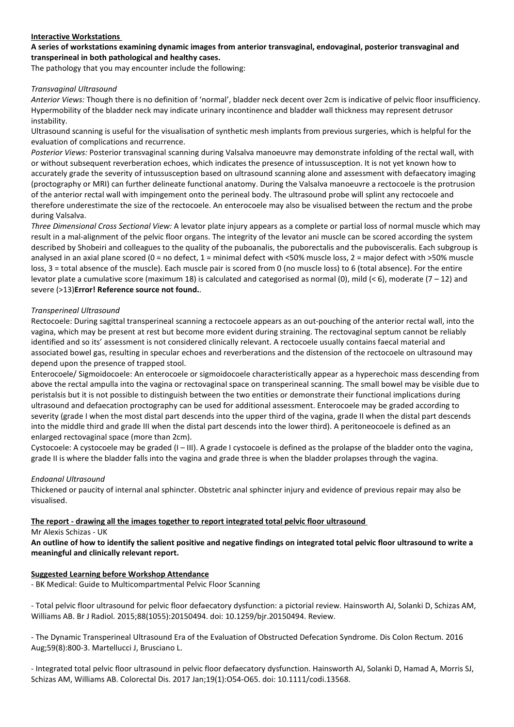**<u>Interactive Workstations</u>**

**A series of workstations examining dynamic images from anterior transvaginal, endovaginal, posterior transvaginal and transperineal in both pathological and healthy cases.**

The pathology that you may encounter include the following:

*Transvaginal Ultrasound*

*Anterior Views:* Though there is no definition of 'normal', bladder neck decent over 2cm is indicative of pelvic floor insufficiency. Hypermobility of the bladder neck may indicate urinary incontinence and bladder wall thickness may represent detrusor instability.

Ultrasound scanning is useful for the visualisation of synthetic mesh implants from previous surgeries, which is helpful for the evaluation of complications and recurrence.

*Posterior Views:* Posterior transvaginal scanning during Valsalva manoeuvre may demonstrate infolding of the rectal wall, with or without subsequent reverberation echoes, which indicates the presence of intussusception. It is not yet known how to accurately grade the severity of intussusception based on ultrasound scanning alone and assessment with defaecatory imaging (proctography or MRI) can further delineate functional anatomy. During the Valsalva manoeuvre a rectocoele is the protrusion of the anterior rectal wall with impingement onto the perineal body. The ultrasound probe will splint any rectocoele and therefore underestimate the size of the rectocoele. An enterocoele may also be visualised between the rectum and the probe during Valsalva.

*Three Dimensional Cross Sectional View:* A levator plate injury appears as a complete or partial loss of normal muscle which may result in a mal-alignment of the pelvic floor organs. The integrity of the levator ani muscle can be scored according the system described by Shobeiri and colleagues to the quality of the puboanalis, the puborectalis and the pubovisceralis. Each subgroup is analysed in an axial plane scored (0 = no defect, 1 = minimal defect with <50% muscle loss, 2 = major defect with >50% muscle loss, 3 = total absence of the muscle). Each muscle pair is scored from 0 (no muscle loss) to 6 (total absence). For the entire levator plate a cumulative score (maximum 18) is calculated and categorised as normal (0), mild (< 6), moderate (7 – 12) and severe (>13)**Error! Reference source not found.**.

*Transperineal Ultrasound*

Rectocoele: During sagittal transperineal scanning a rectocoele appears as an out-pouching of the anterior rectal wall, into the vagina, which may be present at rest but become more evident during straining. The rectovaginal septum cannot be reliably identified and so its' assessment is not considered clinically relevant. A rectocoele usually contains faecal material and associated bowel gas, resulting in specular echoes and reverberations and the distension of the rectocoele on ultrasound may depend upon the presence of trapped stool.

Enterocoele/ Sigmoidocoele: An enterocoele or sigmoidocoele characteristically appear as a hyperechoic mass descending from above the rectal ampulla into the vagina or rectovaginal space on transperineal scanning. The small bowel may be visible due to peristalsis but it is not possible to distinguish between the two entities or demonstrate their functional implications during ultrasound and defaecation proctography can be used for additional assessment. Enterocoele may be graded according to severity (grade I when the most distal part descends into the upper third of the vagina, grade II when the distal part descends into the middle third and grade III when the distal part descends into the lower third). A peritoneocoele is defined as an enlarged rectovaginal space (more than 2cm).

Cystocoele: A cystocoele may be graded (I – III). A grade I cystocoele is defined as the prolapse of the bladder onto the vagina, grade II is where the bladder falls into the vagina and grade three is when the bladder prolapses through the vagina.

*Endoanal Ultrasound*

Thickened or paucity of internal anal sphincter. Obstetric anal sphincter injury and evidence of previous repair may also be visualised.

**<u>The report - drawing all the images together to report integrated total pelvic floor ultrasound</u>**

Mr Alexis Schizas - UK

**An outline of how to identify the salient positive and negative findings on integrated total pelvic floor ultrasound to write a meaningful and clinically relevant report.**

**<u>Suggested Learning before Workshop Attendance</u>**

- BK Medical: Guide to Multicompartmental Pelvic Floor Scanning

- Total pelvic floor ultrasound for pelvic floor defaecatory dysfunction: a pictorial review. Hainsworth AJ, Solanki D, Schizas AM, Williams AB. Br J Radiol. 2015;88(1055):20150494. doi: 10.1259/bjr.20150494. Review.

- The Dynamic Transperineal Ultrasound Era of the Evaluation of Obstructed Defecation Syndrome. Dis Colon Rectum. 2016 Aug;59(8):800-3. Martellucci J, Brusciano L.

- Integrated total pelvic floor ultrasound in pelvic floor defaecatory dysfunction. Hainsworth AJ, Solanki D, Hamad A, Morris SJ, Schizas AM, Williams AB. Colorectal Dis. 2017 Jan;19(1):O54-O65. doi: 10.1111/codi.13568.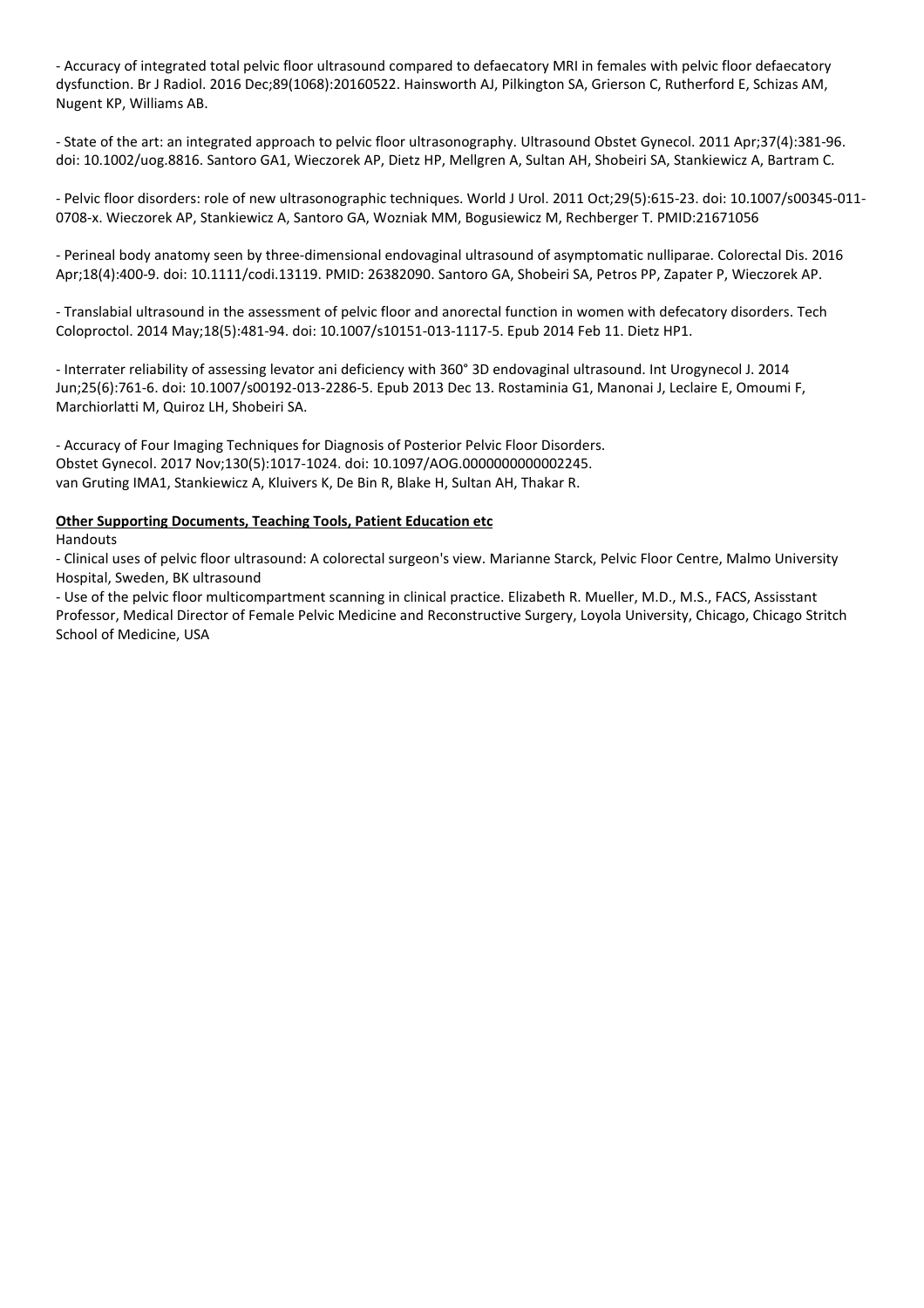- Accuracy of integrated total pelvic floor ultrasound compared to defaecatory MRI in females with pelvic floor defaecatory dysfunction. Br J Radiol. 2016 Dec;89(1068):20160522. Hainsworth AJ, Pilkington SA, Grierson C, Rutherford E, Schizas AM, Nugent KP, Williams AB.

- State of the art: an integrated approach to pelvic floor ultrasonography. Ultrasound Obstet Gynecol. 2011 Apr;37(4):381-96. doi: 10.1002/uog.8816. Santoro GA1, Wieczorek AP, Dietz HP, Mellgren A, Sultan AH, Shobeiri SA, Stankiewicz A, Bartram C.

- Pelvic floor disorders: role of new ultrasonographic techniques. World J Urol. 2011 Oct;29(5):615-23. doi: 10.1007/s00345-011-0708-x. Wieczorek AP, Stankiewicz A, Santoro GA, Wozniak MM, Bogusiewicz M, Rechberger T. PMID:21671056

- Perineal body anatomy seen by three-dimensional endovaginal ultrasound of asymptomatic nulliparae. Colorectal Dis. 2016 Apr;18(4):400-9. doi: 10.1111/codi.13119. PMID: 26382090. Santoro GA, Shobeiri SA, Petros PP, Zapater P, Wieczorek AP.

- Translabial ultrasound in the assessment of pelvic floor and anorectal function in women with defecatory disorders. Tech Coloproctol. 2014 May;18(5):481-94. doi: 10.1007/s10151-013-1117-5. Epub 2014 Feb 11. Dietz HP1.

- Interrater reliability of assessing levator ani deficiency with 360° 3D endovaginal ultrasound. Int Urogynecol J. 2014 Jun;25(6):761-6. doi: 10.1007/s00192-013-2286-5. Epub 2013 Dec 13. Rostaminia G1, Manonai J, Leclaire E, Omoumi F, Marchiorlatti M, Quiroz LH, Shobeiri SA.

- Accuracy of Four Imaging Techniques for Diagnosis of Posterior Pelvic Floor Disorders.
Obstet Gynecol. 2017 Nov;130(5):1017-1024. doi: 10.1097/AOG.0000000000002245.
van Gruting IMA1, Stankiewicz A, Kluivers K, De Bin R, Blake H, Sultan AH, Thakar R.

**Other Supporting Documents, Teaching Tools, Patient Education etc**

Handouts

- Clinical uses of pelvic floor ultrasound: A colorectal surgeon's view. Marianne Starck, Pelvic Floor Centre, Malmo University Hospital, Sweden, BK ultrasound
- Use of the pelvic floor multicompartment scanning in clinical practice. Elizabeth R. Mueller, M.D., M.S., FACS, Assisstant Professor, Medical Director of Female Pelvic Medicine and Reconstructive Surgery, Loyola University, Chicago, Chicago Stritch School of Medicine, USA